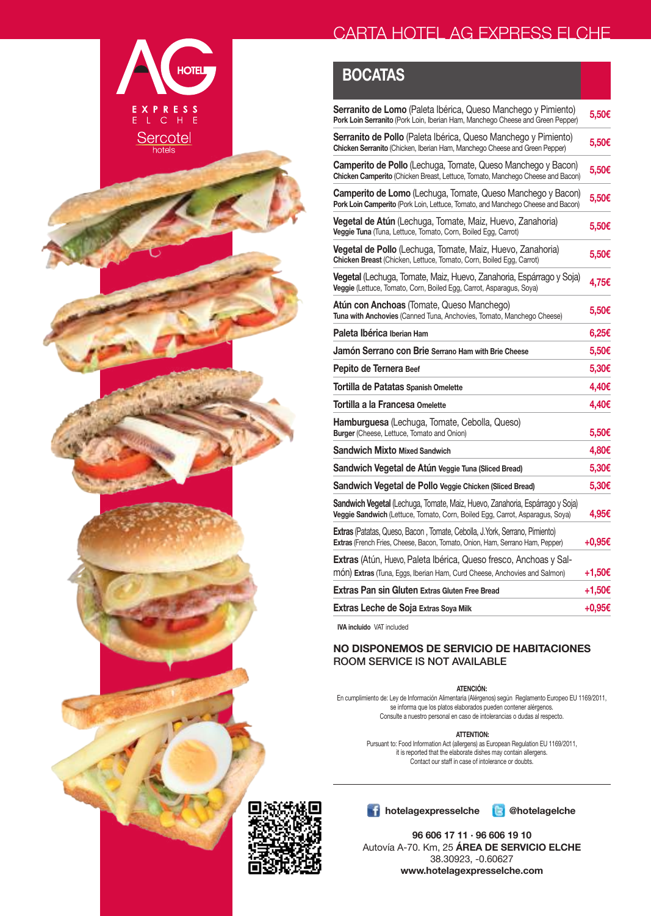# CARTA HOTEL AG EXPRESS ELCHE

## BOCATAS

| Producto | Precio |
|---|---|
| **Serranito de Lomo** (Paleta Ibérica, Queso Manchego y Pimiento)<br>**Pork Loin Serranito** (Pork Loin, Iberian Ham, Manchego Cheese and Green Pepper) | 5,50€ |
| **Serranito de Pollo** (Paleta Ibérica, Queso Manchego y Pimiento)<br>**Chicken Serranito** (Chicken, Iberian Ham, Manchego Cheese and Green Pepper) | 5,50€ |
| **Camperito de Pollo** (Lechuga, Tomate, Queso Manchego y Bacon)<br>**Chicken Camperito** (Chicken Breast, Lettuce, Tomato, Manchego Cheese and Bacon) | 5,50€ |
| **Camperito de Lomo** (Lechuga, Tomate, Queso Manchego y Bacon)<br>**Pork Loin Camperito** (Pork Loin, Lettuce, Tomato, and Manchego Cheese and Bacon) | 5,50€ |
| **Vegetal de Atún** (Lechuga, Tomate, Maiz, Huevo, Zanahoria)<br>**Veggie Tuna** (Tuna, Lettuce, Tomato, Corn, Boiled Egg, Carrot) | 5,50€ |
| **Vegetal de Pollo** (Lechuga, Tomate, Maiz, Huevo, Zanahoria)<br>**Chicken Breast** (Chicken, Lettuce, Tomato, Corn, Boiled Egg, Carrot) | 5,50€ |
| **Vegetal** (Lechuga, Tomate, Maiz, Huevo, Zanahoria, Espárrago y Soja)<br>**Veggie** (Lettuce, Tomato, Corn, Boiled Egg, Carrot, Asparagus, Soya) | 4,75€ |
| **Atún con Anchoas** (Tomate, Queso Manchego)<br>**Tuna with Anchovies** (Canned Tuna, Anchovies, Tomato, Manchego Cheese) | 5,50€ |
| **Paleta Ibérica** **Iberian Ham** | 6,25€ |
| **Jamón Serrano con Brie** **Serrano Ham with Brie Cheese** | 5,50€ |
| **Pepito de Ternera** **Beef** | 5,30€ |
| **Tortilla de Patatas** **Spanish Omelette** | 4,40€ |
| **Tortilla a la Francesa** **Omelette** | 4,40€ |
| **Hamburguesa** (Lechuga, Tomate, Cebolla, Queso)<br>**Burger** (Cheese, Lettuce, Tomato and Onion) | 5,50€ |
| **Sandwich Mixto** **Mixed Sandwich** | 4,80€ |
| **Sandwich Vegetal de Atún** **Veggie Tuna (Sliced Bread)** | 5,30€ |
| **Sandwich Vegetal de Pollo** **Veggie Chicken (Sliced Bread)** | 5,30€ |
| **Sandwich Vegetal** (Lechuga, Tomate, Maiz, Huevo, Zanahoria, Espárrago y Soja)<br>**Veggie Sandwich** (Lettuce, Tomato, Corn, Boiled Egg, Carrot, Asparagus, Soya) | 4,95€ |
| **Extras** (Patatas, Queso, Bacon , Tomate, Cebolla, J.York, Serrano, Pimiento)<br>**Extras** (French Fries, Cheese, Bacon, Tomato, Onion, Ham, Serrano Ham, Pepper) | +0,95€ |
| **Extras** (Atún, Huevo, Paleta Ibérica, Queso fresco, Anchoas y Salmón) **Extras** (Tuna, Eggs, Iberian Ham, Curd Cheese, Anchovies and Salmon) | +1,50€ |
| **Extras Pan sin Gluten** **Extras Gluten Free Bread** | +1,50€ |
| **Extras Leche de Soja** **Extras Soya Milk** | +0,95€ |

**IVA incluido** VAT included

**NO DISPONEMOS DE SERVICIO DE HABITACIONES**
ROOM SERVICE IS NOT AVAILABLE

**ATENCIÓN:**
En cumplimiento de: Ley de Información Alimentaria (Alérgenos) según Reglamento Europeo EU 1169/2011, se informa que los platos elaborados pueden contener alérgenos.
Consulte a nuestro personal en caso de intolerancias o dudas al respecto.

**ATTENTION:**
Pursuant to: Food Information Act (allergens) as European Regulation EU 1169/2011, it is reported that the elaborate dishes may contain allergens.
Contact our staff in case of intolerance or doubts.

hotelagexpresselche @hotelagelche

**96 606 17 11 · 96 606 19 10**
Autovía A-70. Km, 25 **ÁREA DE SERVICIO ELCHE**
38.30923, -0.60627
**www.hotelagexpresselche.com**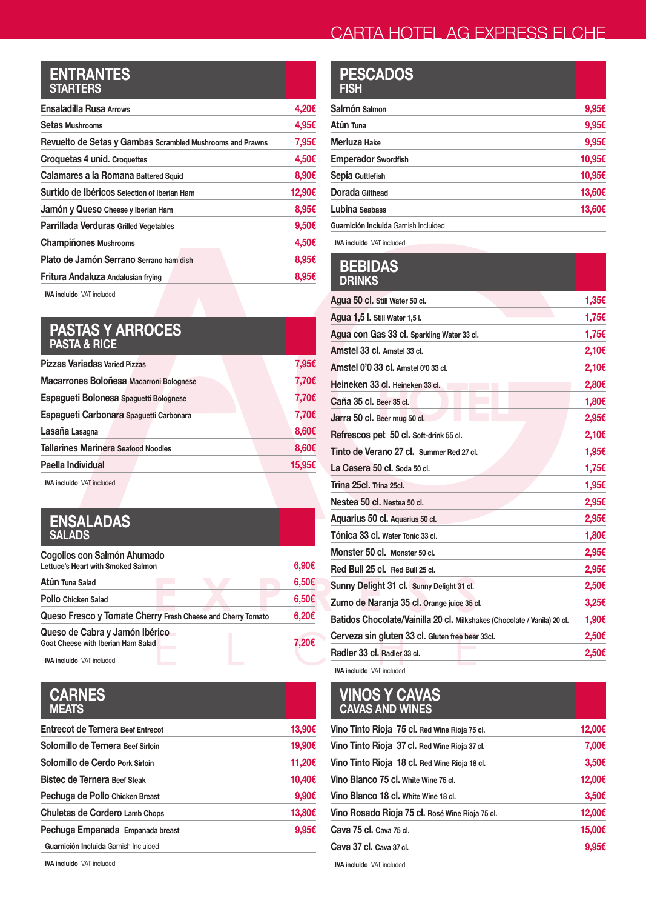# CARTA HOTEL AG EXPRESS ELCHE

## ENTRANTES
### STARTERS

| | |
|---|---|
| Ensaladilla Rusa Arrows | 4,20€ |
| Setas Mushrooms | 4,95€ |
| Revuelto de Setas y Gambas Scrambled Mushrooms and Prawns | 7,95€ |
| Croquetas 4 unid. Croquettes | 4,50€ |
| Calamares a la Romana Battered Squid | 8,90€ |
| Surtido de Ibéricos Selection of Iberian Ham | 12,90€ |
| Jamón y Queso Cheese y Iberian Ham | 8,95€ |
| Parrillada Verduras Grilled Vegetables | 9,50€ |
| Champiñones Mushrooms | 4,50€ |
| Plato de Jamón Serrano Serrano ham dish | 8,95€ |
| Fritura Andaluza Andalusian frying | 8,95€ |

**IVA incluido** VAT included

## PASTAS Y ARROCES
### PASTA & RICE

| | |
|---|---|
| Pizzas Variadas Varied Pizzas | 7,95€ |
| Macarrones Boloñesa Macarroni Bolognese | 7,70€ |
| Espagueti Bolonesa Spaguetti Bolognese | 7,70€ |
| Espagueti Carbonara Spaguetti Carbonara | 7,70€ |
| Lasaña Lasagna | 8,60€ |
| Tallarines Marinera Seafood Noodles | 8,60€ |
| Paella Individual | 15,95€ |

**IVA incluido** VAT included

## ENSALADAS
### SALADS

| | |
|---|---|
| Cogollos con Salmón Ahumado Lettuce's Heart with Smoked Salmon | 6,90€ |
| Atún Tuna Salad | 6,50€ |
| Pollo Chicken Salad | 6,50€ |
| Queso Fresco y Tomate Cherry Fresh Cheese and Cherry Tomato | 6,20€ |
| Queso de Cabra y Jamón Ibérico Goat Cheese with Iberian Ham Salad | 7,20€ |

**IVA incluido** VAT included

## CARNES
### MEATS

| | |
|---|---|
| Entrecot de Ternera Beef Entrecot | 13,90€ |
| Solomillo de Ternera Beef Sirloin | 19,90€ |
| Solomillo de Cerdo Pork Sirloin | 11,20€ |
| Bistec de Ternera Beef Steak | 10,40€ |
| Pechuga de Pollo Chicken Breast | 9,90€ |
| Chuletas de Cordero Lamb Chops | 13,80€ |
| Pechuga Empanada Empanada breast | 9,95€ |

**Guarnición Incluida** Garnish Incluided

**IVA incluido** VAT included

## PESCADOS
### FISH

| | |
|---|---|
| Salmón Salmon | 9,95€ |
| Atún Tuna | 9,95€ |
| Merluza Hake | 9,95€ |
| Emperador Swordfish | 10,95€ |
| Sepia Cuttlefish | 10,95€ |
| Dorada Gilthead | 13,60€ |
| Lubina Seabass | 13,60€ |

**Guarnición Incluida** Garnish Incluided

**IVA incluido** VAT included

## BEBIDAS
### DRINKS

| | |
|---|---|
| Agua 50 cl. Still Water 50 cl. | 1,35€ |
| Agua 1,5 l. Still Water 1,5 l. | 1,75€ |
| Agua con Gas 33 cl. Sparkling Water 33 cl. | 1,75€ |
| Amstel 33 cl. Amstel 33 cl. | 2,10€ |
| Amstel 0'0 33 cl. Amstel 0'0 33 cl. | 2,10€ |
| Heineken 33 cl. Heineken 33 cl. | 2,80€ |
| Caña 35 cl. Beer 35 cl. | 1,80€ |
| Jarra 50 cl. Beer mug 50 cl. | 2,95€ |
| Refrescos pet 50 cl. Soft-drink 55 cl. | 2,10€ |
| Tinto de Verano 27 cl. Summer Red 27 cl. | 1,95€ |
| La Casera 50 cl. Soda 50 cl. | 1,75€ |
| Trina 25cl. Trina 25cl. | 1,95€ |
| Nestea 50 cl. Nestea 50 cl. | 2,95€ |
| Aquarius 50 cl. Aquarius 50 cl. | 2,95€ |
| Tónica 33 cl. Water Tonic 33 cl. | 1,80€ |
| Monster 50 cl. Monster 50 cl. | 2,95€ |
| Red Bull 25 cl. Red Bull 25 cl. | 2,95€ |
| Sunny Delight 31 cl. Sunny Delight 31 cl. | 2,50€ |
| Zumo de Naranja 35 cl. Orange juice 35 cl. | 3,25€ |
| Batidos Chocolate/Vainilla 20 cl. Milkshakes (Chocolate / Vanila) 20 cl. | 1,90€ |
| Cerveza sin gluten 33 cl. Gluten free beer 33cl. | 2,50€ |
| Radler 33 cl. Radler 33 cl. | 2,50€ |

**IVA incluido** VAT included

## VINOS Y CAVAS
### CAVAS AND WINES

| | |
|---|---|
| Vino Tinto Rioja 75 cl. Red Wine Rioja 75 cl. | 12,00€ |
| Vino Tinto Rioja 37 cl. Red Wine Rioja 37 cl. | 7,00€ |
| Vino Tinto Rioja 18 cl. Red Wine Rioja 18 cl. | 3,50€ |
| Vino Blanco 75 cl. White Wine 75 cl. | 12,00€ |
| Vino Blanco 18 cl. White Wine 18 cl. | 3,50€ |
| Vino Rosado Rioja 75 cl. Rosé Wine Rioja 75 cl. | 12,00€ |
| Cava 75 cl. Cava 75 cl. | 15,00€ |
| Cava 37 cl. Cava 37 cl. | 9,95€ |

**IVA incluido** VAT included